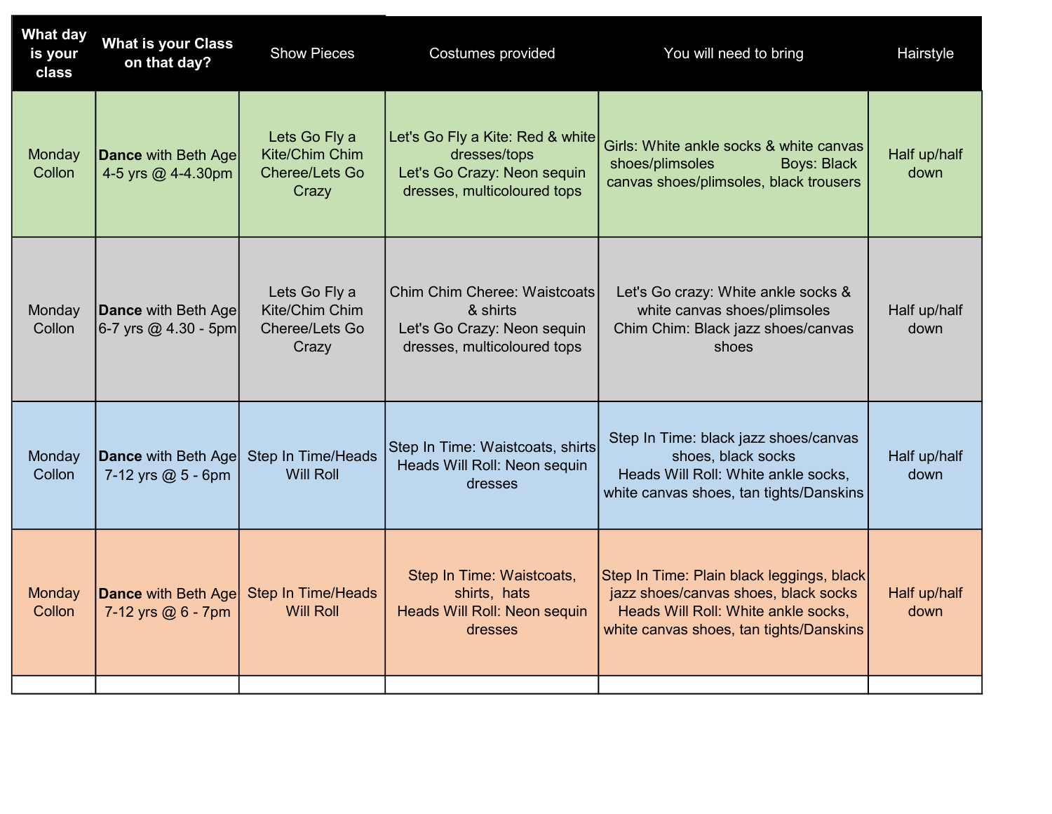| What day is your class | What is your Class on that day? | Show Pieces | Costumes provided | You will need to bring | Hairstyle |
|---|---|---|---|---|---|
| Monday Collon | **Dance** with Beth Age 4-5 yrs @ 4-4.30pm | Lets Go Fly a Kite/Chim Chim Cheree/Lets Go Crazy | Let's Go Fly a Kite: Red & white dresses/tops<br>Let's Go Crazy: Neon sequin dresses, multicoloured tops | Girls: White ankle socks & white canvas shoes/plimsoles Boys: Black canvas shoes/plimsoles, black trousers | Half up/half down |
| Monday Collon | **Dance** with Beth Age 6-7 yrs @ 4.30 - 5pm | Lets Go Fly a Kite/Chim Chim Cheree/Lets Go Crazy | Chim Chim Cheree: Waistcoats & shirts<br>Let's Go Crazy: Neon sequin dresses, multicoloured tops | Let's Go crazy: White ankle socks & white canvas shoes/plimsoles<br>Chim Chim: Black jazz shoes/canvas shoes | Half up/half down |
| Monday Collon | **Dance** with Beth Age 7-12 yrs @ 5 - 6pm | Step In Time/Heads Will Roll | Step In Time: Waistcoats, shirts<br>Heads Will Roll: Neon sequin dresses | Step In Time: black jazz shoes/canvas shoes, black socks<br>Heads Will Roll: White ankle socks, white canvas shoes, tan tights/Danskins | Half up/half down |
| Monday Collon | **Dance** with Beth Age 7-12 yrs @ 6 - 7pm | Step In Time/Heads Will Roll | Step In Time: Waistcoats, shirts, hats<br>Heads Will Roll: Neon sequin dresses | Step In Time: Plain black leggings, black jazz shoes/canvas shoes, black socks<br>Heads Will Roll: White ankle socks, white canvas shoes, tan tights/Danskins | Half up/half down |
| | | | | | |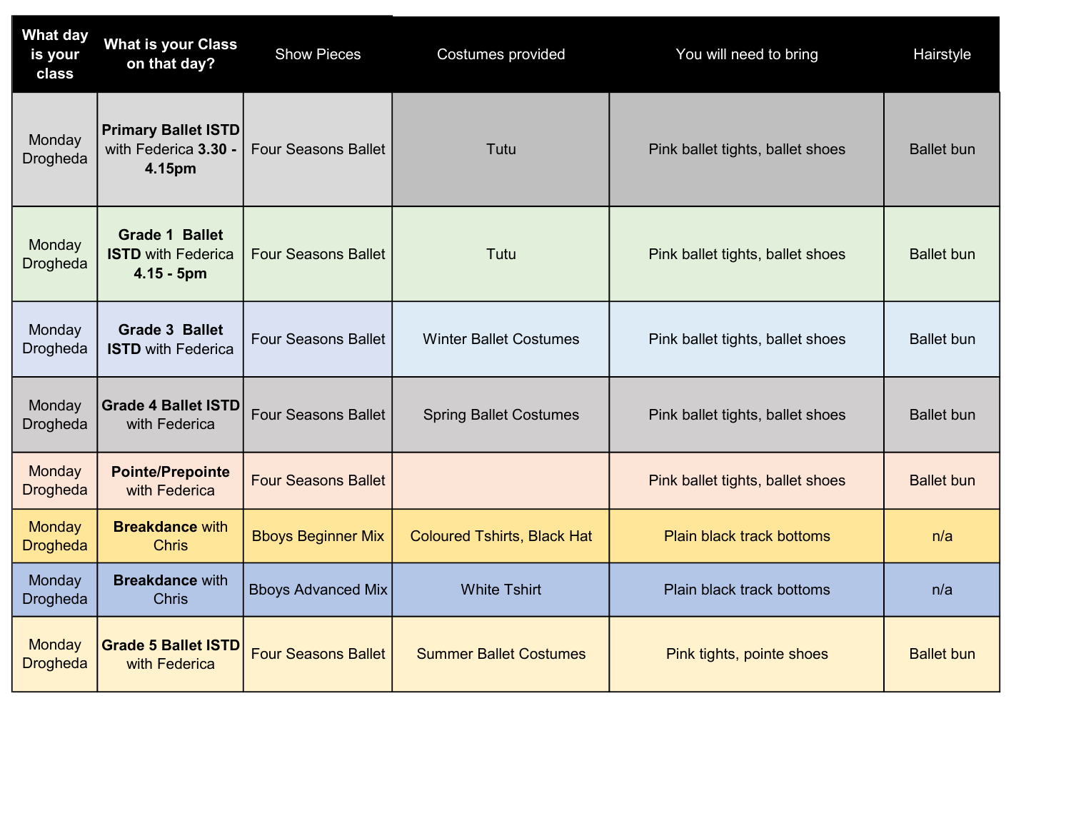| What day is your class | What is your Class on that day? | Show Pieces | Costumes provided | You will need to bring | Hairstyle |
|---|---|---|---|---|---|
| Monday Drogheda | **Primary Ballet ISTD** with Federica **3.30 - 4.15pm** | Four Seasons Ballet | Tutu | Pink ballet tights, ballet shoes | Ballet bun |
| Monday Drogheda | **Grade 1 Ballet ISTD** with Federica **4.15 - 5pm** | Four Seasons Ballet | Tutu | Pink ballet tights, ballet shoes | Ballet bun |
| Monday Drogheda | **Grade 3 Ballet ISTD** with Federica | Four Seasons Ballet | Winter Ballet Costumes | Pink ballet tights, ballet shoes | Ballet bun |
| Monday Drogheda | **Grade 4 Ballet ISTD** with Federica | Four Seasons Ballet | Spring Ballet Costumes | Pink ballet tights, ballet shoes | Ballet bun |
| Monday Drogheda | **Pointe/Prepointe** with Federica | Four Seasons Ballet | | Pink ballet tights, ballet shoes | Ballet bun |
| Monday Drogheda | **Breakdance** with Chris | Bboys Beginner Mix | Coloured Tshirts, Black Hat | Plain black track bottoms | n/a |
| Monday Drogheda | **Breakdance** with Chris | Bboys Advanced Mix | White Tshirt | Plain black track bottoms | n/a |
| Monday Drogheda | **Grade 5 Ballet ISTD** with Federica | Four Seasons Ballet | Summer Ballet Costumes | Pink tights, pointe shoes | Ballet bun |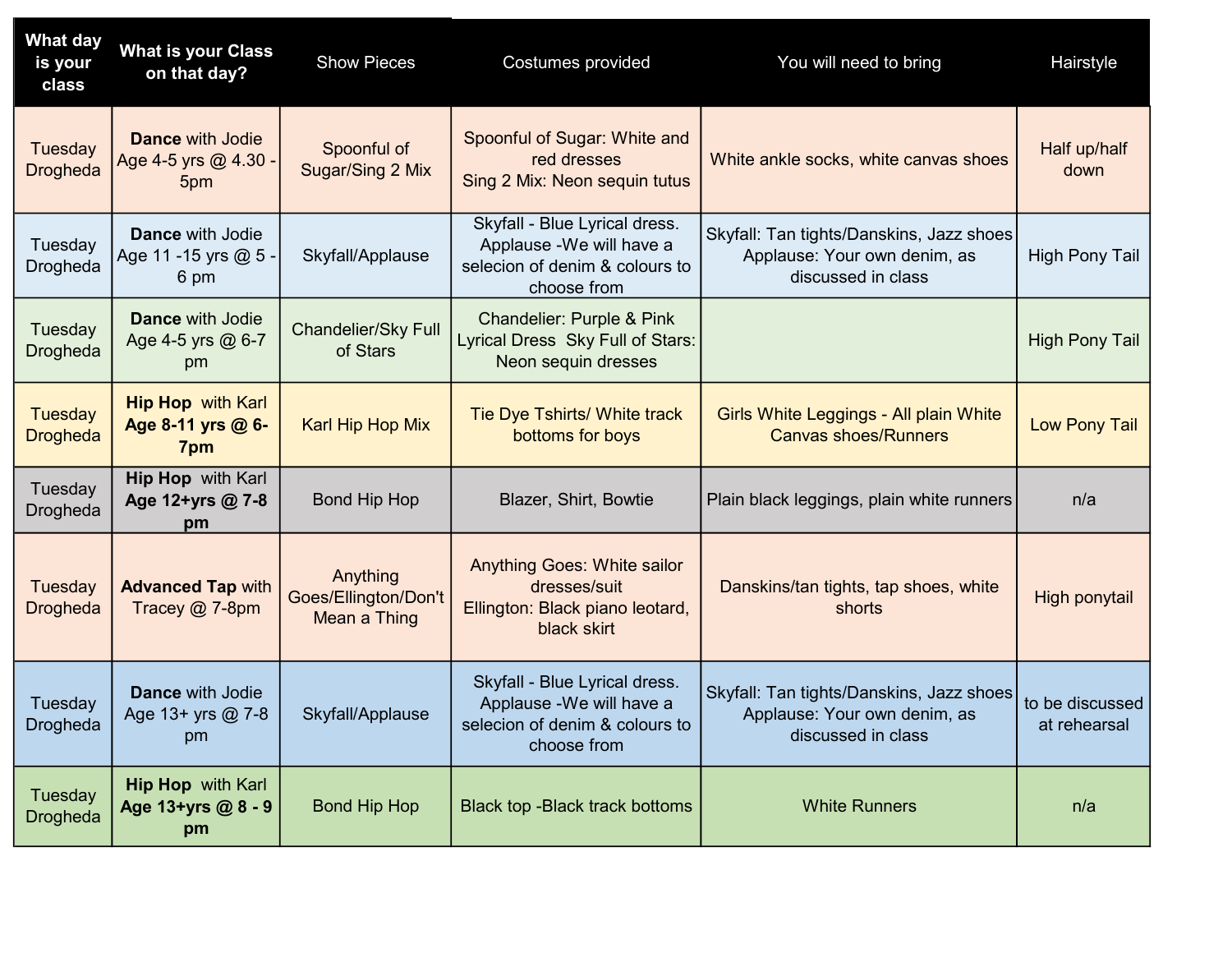| What day is your class | What is your Class on that day? | Show Pieces | Costumes provided | You will need to bring | Hairstyle |
|---|---|---|---|---|---|
| Tuesday Drogheda | **Dance** with Jodie Age 4-5 yrs @ 4.30 - 5pm | Spoonful of Sugar/Sing 2 Mix | Spoonful of Sugar: White and red dresses<br>Sing 2 Mix: Neon sequin tutus | White ankle socks, white canvas shoes | Half up/half down |
| Tuesday Drogheda | **Dance** with Jodie Age 11 -15 yrs @ 5 - 6 pm | Skyfall/Applause | Skyfall - Blue Lyrical dress. Applause -We will have a selecion of denim & colours to choose from | Skyfall: Tan tights/Danskins, Jazz shoes Applause: Your own denim, as discussed in class | High Pony Tail |
| Tuesday Drogheda | **Dance** with Jodie Age 4-5 yrs @ 6-7 pm | Chandelier/Sky Full of Stars | Chandelier: Purple & Pink Lyrical Dress Sky Full of Stars: Neon sequin dresses | | High Pony Tail |
| Tuesday Drogheda | **Hip Hop** with Karl **Age 8-11 yrs @ 6-7pm** | Karl Hip Hop Mix | Tie Dye Tshirts/ White track bottoms for boys | Girls White Leggings - All plain White Canvas shoes/Runners | Low Pony Tail |
| Tuesday Drogheda | **Hip Hop** with Karl **Age 12+yrs @ 7-8 pm** | Bond Hip Hop | Blazer, Shirt, Bowtie | Plain black leggings, plain white runners | n/a |
| Tuesday Drogheda | **Advanced Tap** with Tracey @ 7-8pm | Anything Goes/Ellington/Don't Mean a Thing | Anything Goes: White sailor dresses/suit<br>Ellington: Black piano leotard, black skirt | Danskins/tan tights, tap shoes, white shorts | High ponytail |
| Tuesday Drogheda | **Dance** with Jodie Age 13+ yrs @ 7-8 pm | Skyfall/Applause | Skyfall - Blue Lyrical dress. Applause -We will have a selecion of denim & colours to choose from | Skyfall: Tan tights/Danskins, Jazz shoes Applause: Your own denim, as discussed in class | to be discussed at rehearsal |
| Tuesday Drogheda | **Hip Hop** with Karl **Age 13+yrs @ 8 - 9 pm** | Bond Hip Hop | Black top -Black track bottoms | White Runners | n/a |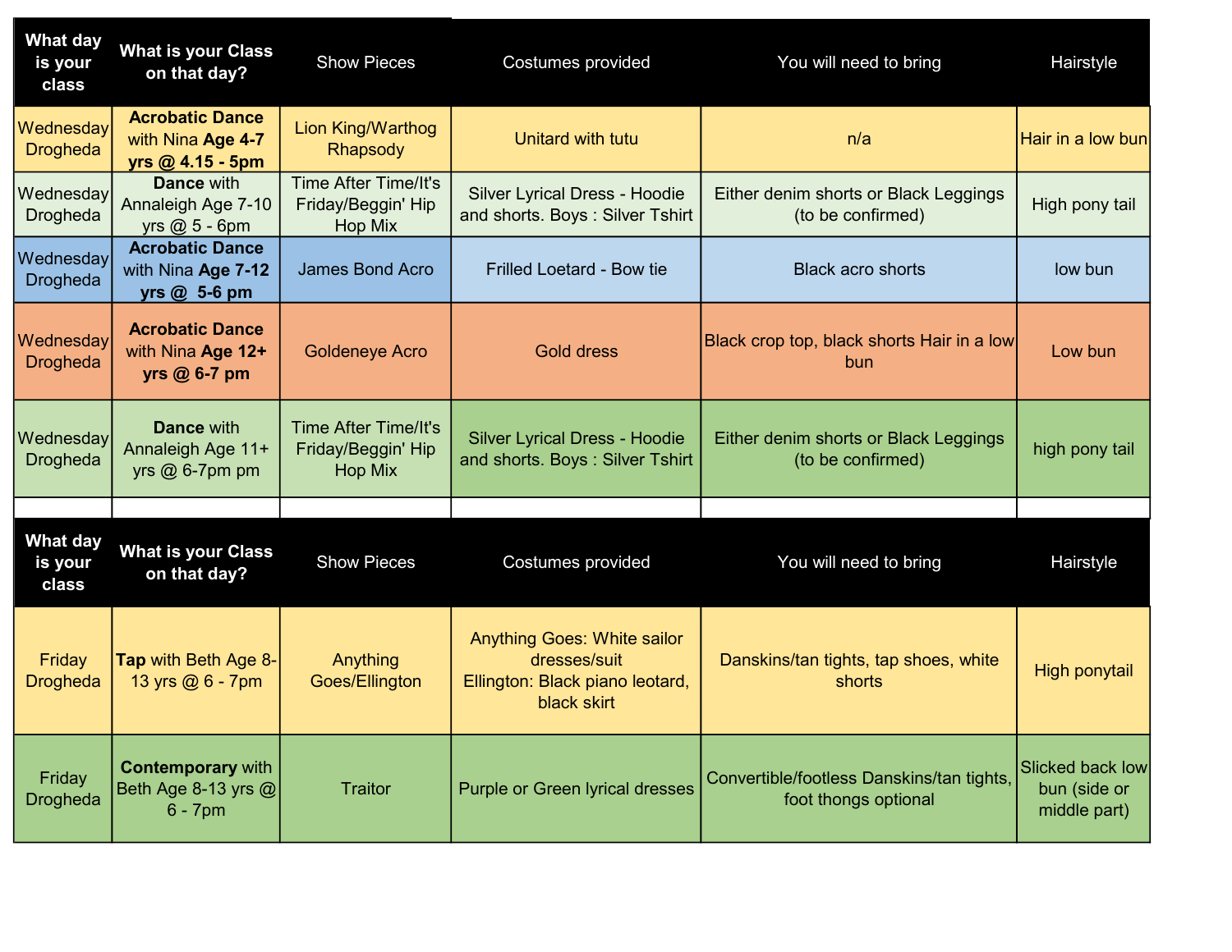| What day is your class | What is your Class on that day? | Show Pieces | Costumes provided | You will need to bring | Hairstyle |
|---|---|---|---|---|---|
| Wednesday Drogheda | **Acrobatic Dance** with Nina **Age 4-7 yrs @ 4.15 - 5pm** | Lion King/Warthog Rhapsody | Unitard with tutu | n/a | Hair in a low bun |
| Wednesday Drogheda | **Dance** with Annaleigh Age 7-10 yrs @ 5 - 6pm | Time After Time/It's Friday/Beggin' Hip Hop Mix | Silver Lyrical Dress - Hoodie and shorts. Boys : Silver Tshirt | Either denim shorts or Black Leggings (to be confirmed) | High pony tail |
| Wednesday Drogheda | **Acrobatic Dance** with Nina **Age 7-12 yrs @ 5-6 pm** | James Bond Acro | Frilled Loetard - Bow tie | Black acro shorts | low bun |
| Wednesday Drogheda | **Acrobatic Dance** with Nina **Age 12+ yrs @ 6-7 pm** | Goldeneye Acro | Gold dress | Black crop top, black shorts Hair in a low bun | Low bun |
| Wednesday Drogheda | **Dance** with Annaleigh Age 11+ yrs @ 6-7pm pm | Time After Time/It's Friday/Beggin' Hip Hop Mix | Silver Lyrical Dress - Hoodie and shorts. Boys : Silver Tshirt | Either denim shorts or Black Leggings (to be confirmed) | high pony tail |

| What day is your class | What is your Class on that day? | Show Pieces | Costumes provided | You will need to bring | Hairstyle |
|---|---|---|---|---|---|
| Friday Drogheda | **Tap** with Beth Age 8-13 yrs @ 6 - 7pm | Anything Goes/Ellington | Anything Goes: White sailor dresses/suit<br>Ellington: Black piano leotard, black skirt | Danskins/tan tights, tap shoes, white shorts | High ponytail |
| Friday Drogheda | **Contemporary** with Beth Age 8-13 yrs @ 6 - 7pm | Traitor | Purple or Green lyrical dresses | Convertible/footless Danskins/tan tights, foot thongs optional | Slicked back low bun (side or middle part) |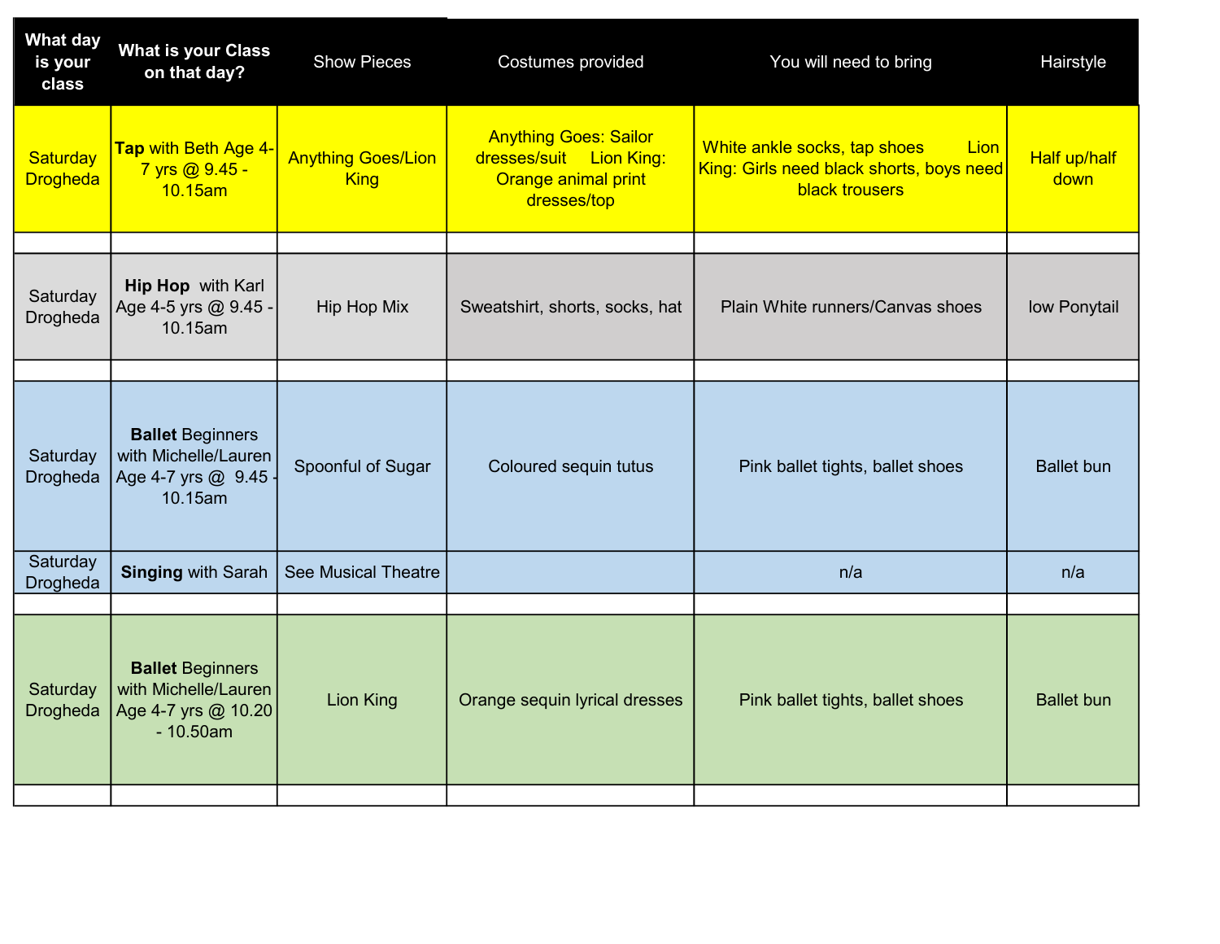| What day is your class | What is your Class on that day? | Show Pieces | Costumes provided | You will need to bring | Hairstyle |
|---|---|---|---|---|---|
| Saturday Drogheda | **Tap** with Beth Age 4-7 yrs @ 9.45 - 10.15am | Anything Goes/Lion King | Anything Goes: Sailor dresses/suit Lion King: Orange animal print dresses/top | White ankle socks, tap shoes Lion King: Girls need black shorts, boys need black trousers | Half up/half down |
| | | | | | |
| Saturday Drogheda | **Hip Hop** with Karl Age 4-5 yrs @ 9.45 - 10.15am | Hip Hop Mix | Sweatshirt, shorts, socks, hat | Plain White runners/Canvas shoes | low Ponytail |
| | | | | | |
| Saturday Drogheda | **Ballet** Beginners with Michelle/Lauren Age 4-7 yrs @ 9.45 - 10.15am | Spoonful of Sugar | Coloured sequin tutus | Pink ballet tights, ballet shoes | Ballet bun |
| Saturday Drogheda | **Singing** with Sarah | See Musical Theatre | | n/a | n/a |
| | | | | | |
| Saturday Drogheda | **Ballet** Beginners with Michelle/Lauren Age 4-7 yrs @ 10.20 - 10.50am | Lion King | Orange sequin lyrical dresses | Pink ballet tights, ballet shoes | Ballet bun |
| | | | | | |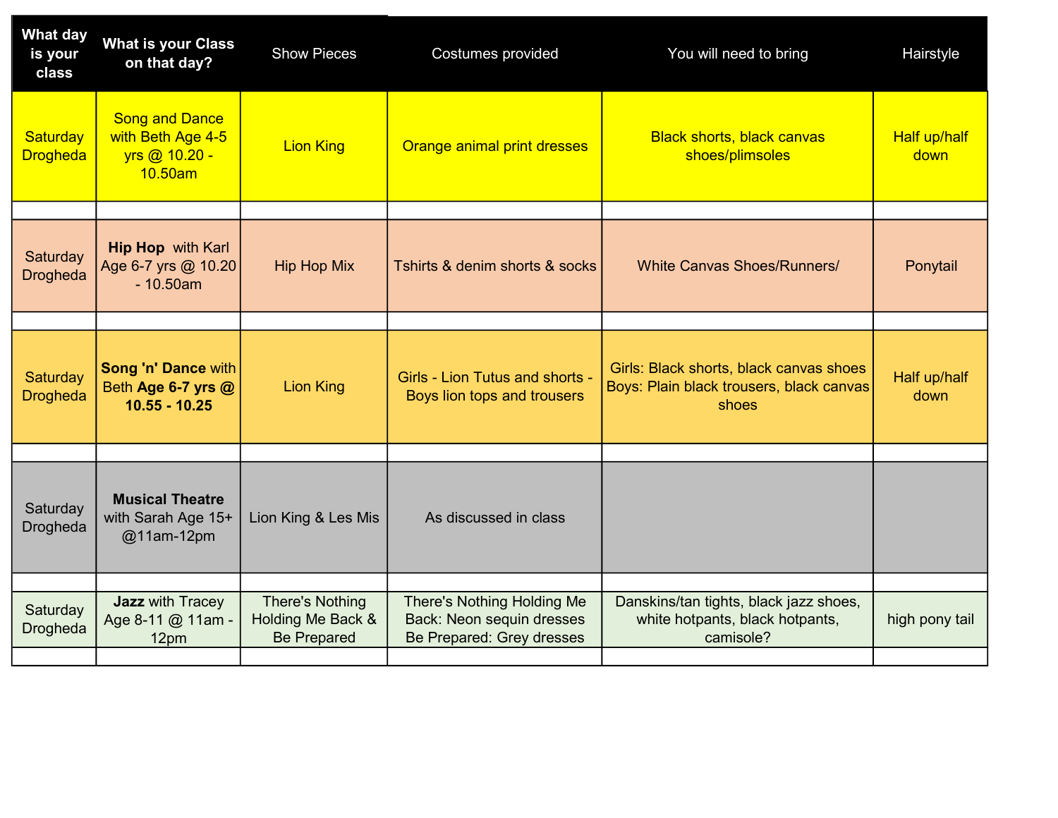| What day is your class | What is your Class on that day? | Show Pieces | Costumes provided | You will need to bring | Hairstyle |
|---|---|---|---|---|---|
| Saturday Drogheda | Song and Dance with Beth Age 4-5 yrs @ 10.20 - 10.50am | Lion King | Orange animal print dresses | Black shorts, black canvas shoes/plimsoles | Half up/half down |
| | | | | | |
| Saturday Drogheda | **Hip Hop** with Karl Age 6-7 yrs @ 10.20 - 10.50am | Hip Hop Mix | Tshirts & denim shorts & socks | White Canvas Shoes/Runners/ | Ponytail |
| | | | | | |
| Saturday Drogheda | **Song 'n' Dance** with Beth **Age 6-7 yrs @ 10.55 - 10.25** | Lion King | Girls - Lion Tutus and shorts - Boys lion tops and trousers | Girls: Black shorts, black canvas shoes Boys: Plain black trousers, black canvas shoes | Half up/half down |
| | | | | | |
| Saturday Drogheda | **Musical Theatre** with Sarah Age 15+ @11am-12pm | Lion King & Les Mis | As discussed in class | | |
| | | | | | |
| Saturday Drogheda | **Jazz** with Tracey Age 8-11 @ 11am - 12pm | There's Nothing Holding Me Back & Be Prepared | There's Nothing Holding Me Back: Neon sequin dresses Be Prepared: Grey dresses | Danskins/tan tights, black jazz shoes, white hotpants, black hotpants, camisole? | high pony tail |
| | | | | | |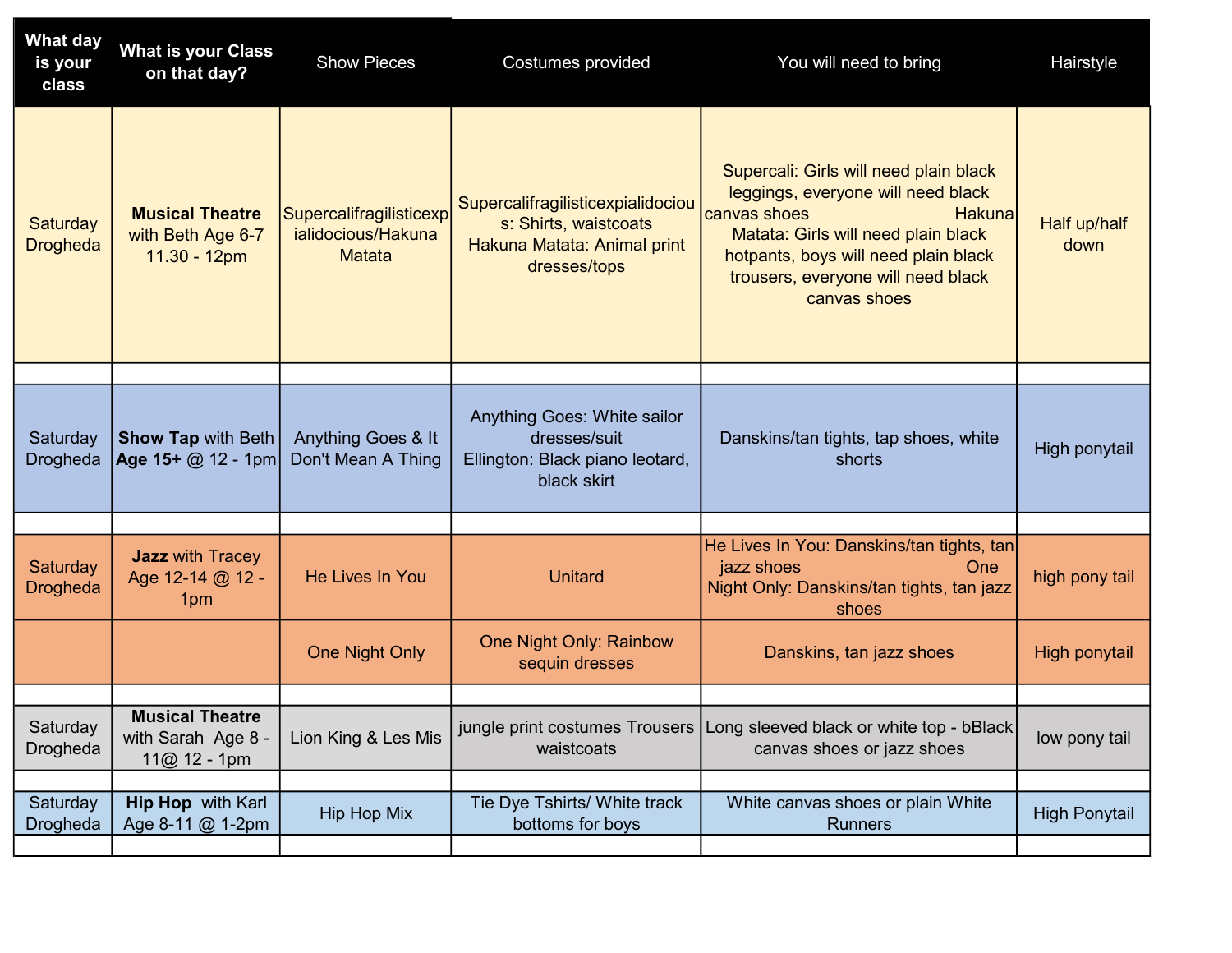| What day is your class | What is your Class on that day? | Show Pieces | Costumes provided | You will need to bring | Hairstyle |
|---|---|---|---|---|---|
| Saturday Drogheda | **Musical Theatre** with Beth Age 6-7 11.30 - 12pm | Supercalifragilisticexpialidocious/Hakuna Matata | Supercalifragilisticexpialidocious: Shirts, waistcoats Hakuna Matata: Animal print dresses/tops | Supercali: Girls will need plain black leggings, everyone will need black canvas shoes Hakuna Matata: Girls will need plain black hotpants, boys will need plain black trousers, everyone will need black canvas shoes | Half up/half down |
| | | | | | |
| Saturday Drogheda | **Show Tap** with Beth **Age 15+** @ 12 - 1pm | Anything Goes & It Don't Mean A Thing | Anything Goes: White sailor dresses/suit Ellington: Black piano leotard, black skirt | Danskins/tan tights, tap shoes, white shorts | High ponytail |
| | | | | | |
| Saturday Drogheda | **Jazz** with Tracey Age 12-14 @ 12 - 1pm | He Lives In You | Unitard | He Lives In You: Danskins/tan tights, tan jazz shoes One Night Only: Danskins/tan tights, tan jazz shoes | high pony tail |
| | | One Night Only | One Night Only: Rainbow sequin dresses | Danskins, tan jazz shoes | High ponytail |
| | | | | | |
| Saturday Drogheda | **Musical Theatre** with Sarah Age 8 - 11@ 12 - 1pm | Lion King & Les Mis | jungle print costumes Trousers waistcoats | Long sleeved black or white top - bBlack canvas shoes or jazz shoes | low pony tail |
| | | | | | |
| Saturday Drogheda | **Hip Hop** with Karl Age 8-11 @ 1-2pm | Hip Hop Mix | Tie Dye Tshirts/ White track bottoms for boys | White canvas shoes or plain White Runners | High Ponytail |
| | | | | | |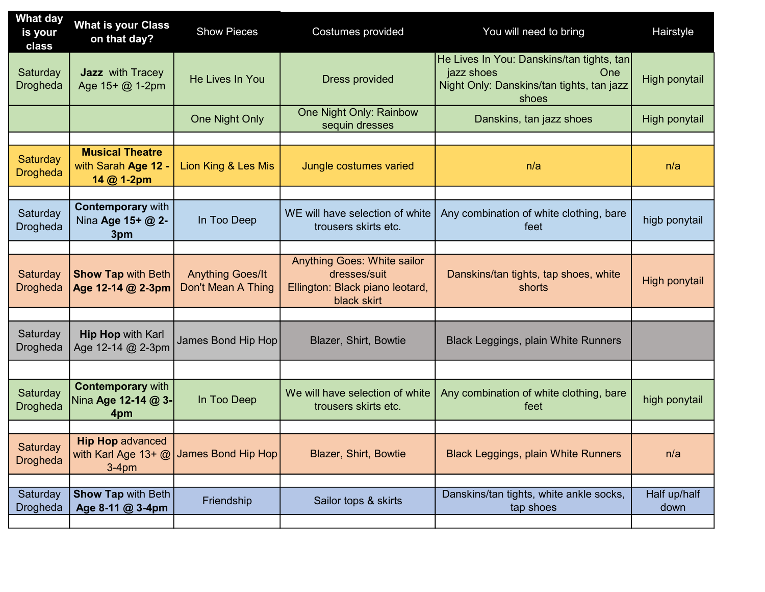| What day is your class | What is your Class on that day? | Show Pieces | Costumes provided | You will need to bring | Hairstyle |
|---|---|---|---|---|---|
| Saturday Drogheda | **Jazz** with Tracey Age 15+ @ 1-2pm | He Lives In You | Dress provided | He Lives In You: Danskins/tan tights, tan jazz shoes One Night Only: Danskins/tan tights, tan jazz shoes | High ponytail |
| | | One Night Only | One Night Only: Rainbow sequin dresses | Danskins, tan jazz shoes | High ponytail |
| | | | | | |
| Saturday Drogheda | **Musical Theatre** with Sarah **Age 12 - 14 @ 1-2pm** | Lion King & Les Mis | Jungle costumes varied | n/a | n/a |
| | | | | | |
| Saturday Drogheda | **Contemporary** with Nina **Age 15+ @ 2-3pm** | In Too Deep | WE will have selection of white trousers skirts etc. | Any combination of white clothing, bare feet | higb ponytail |
| | | | | | |
| Saturday Drogheda | **Show Tap** with Beth **Age 12-14 @ 2-3pm** | Anything Goes/It Don't Mean A Thing | Anything Goes: White sailor dresses/suit<br>Ellington: Black piano leotard, black skirt | Danskins/tan tights, tap shoes, white shorts | High ponytail |
| | | | | | |
| Saturday Drogheda | **Hip Hop** with Karl Age 12-14 @ 2-3pm | James Bond Hip Hop | Blazer, Shirt, Bowtie | Black Leggings, plain White Runners | |
| | | | | | |
| Saturday Drogheda | **Contemporary** with Nina **Age 12-14 @ 3-4pm** | In Too Deep | We will have selection of white trousers skirts etc. | Any combination of white clothing, bare feet | high ponytail |
| | | | | | |
| Saturday Drogheda | **Hip Hop** advanced with Karl Age 13+ @ 3-4pm | James Bond Hip Hop | Blazer, Shirt, Bowtie | Black Leggings, plain White Runners | n/a |
| | | | | | |
| Saturday Drogheda | **Show Tap** with Beth **Age 8-11 @ 3-4pm** | Friendship | Sailor tops & skirts | Danskins/tan tights, white ankle socks, tap shoes | Half up/half down |
| | | | | | |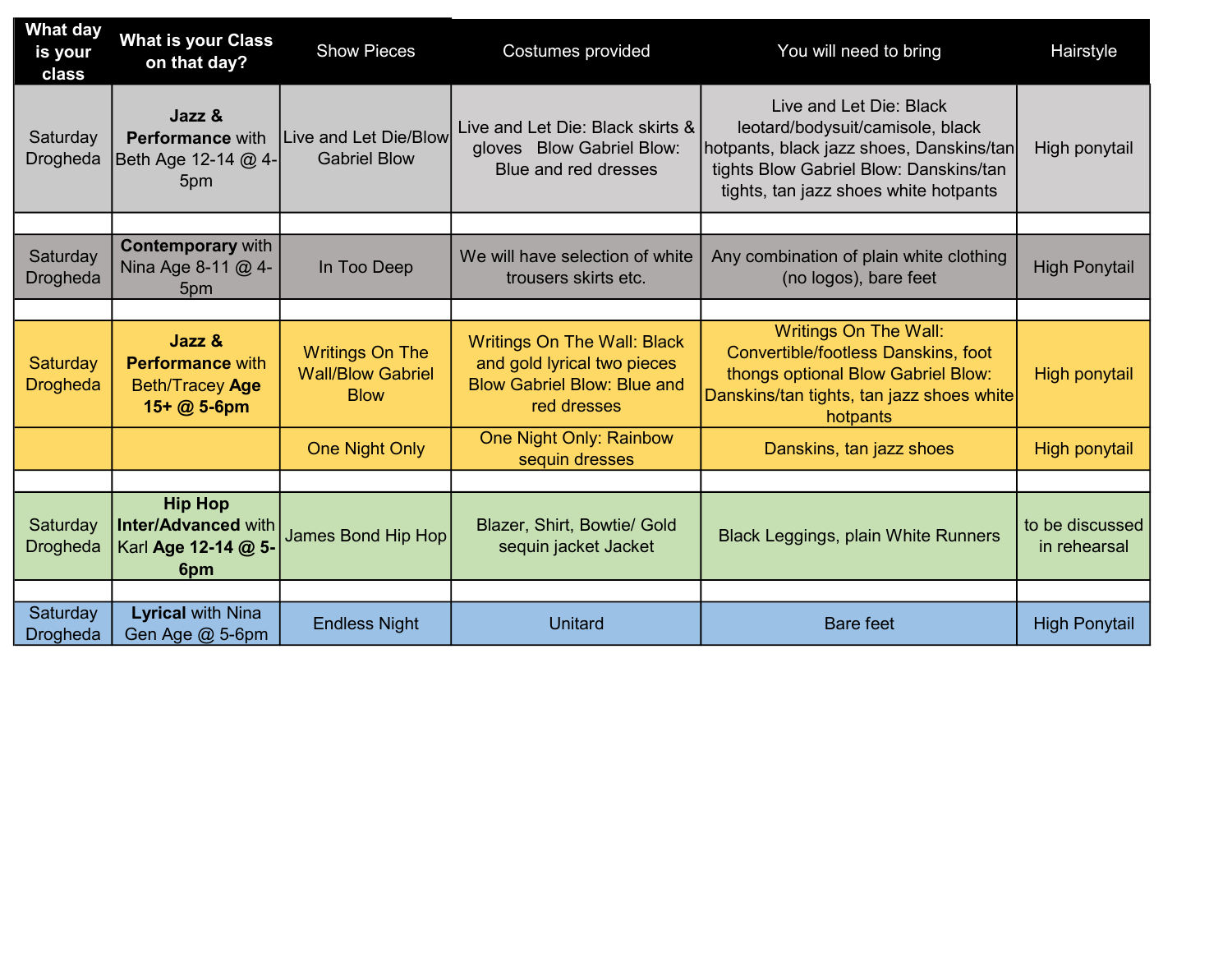| What day is your class | What is your Class on that day? | Show Pieces | Costumes provided | You will need to bring | Hairstyle |
|---|---|---|---|---|---|
| Saturday Drogheda | **Jazz & Performance** with Beth Age 12-14 @ 4-5pm | Live and Let Die/Blow Gabriel Blow | Live and Let Die: Black skirts & gloves Blow Gabriel Blow: Blue and red dresses | Live and Let Die: Black leotard/bodysuit/camisole, black hotpants, black jazz shoes, Danskins/tan tights Blow Gabriel Blow: Danskins/tan tights, tan jazz shoes white hotpants | High ponytail |
| | | | | | |
| Saturday Drogheda | **Contemporary** with Nina Age 8-11 @ 4-5pm | In Too Deep | We will have selection of white trousers skirts etc. | Any combination of plain white clothing (no logos), bare feet | High Ponytail |
| | | | | | |
| Saturday Drogheda | **Jazz & Performance** with Beth/Tracey **Age 15+ @ 5-6pm** | Writings On The Wall/Blow Gabriel Blow | Writings On The Wall: Black and gold lyrical two pieces Blow Gabriel Blow: Blue and red dresses | Writings On The Wall: Convertible/footless Danskins, foot thongs optional Blow Gabriel Blow: Danskins/tan tights, tan jazz shoes white hotpants | High ponytail |
| | | One Night Only | One Night Only: Rainbow sequin dresses | Danskins, tan jazz shoes | High ponytail |
| | | | | | |
| Saturday Drogheda | **Hip Hop Inter/Advanced** with Karl **Age 12-14 @ 5-6pm** | James Bond Hip Hop | Blazer, Shirt, Bowtie/ Gold sequin jacket Jacket | Black Leggings, plain White Runners | to be discussed in rehearsal |
| | | | | | |
| Saturday Drogheda | **Lyrical** with Nina Gen Age @ 5-6pm | Endless Night | Unitard | Bare feet | High Ponytail |